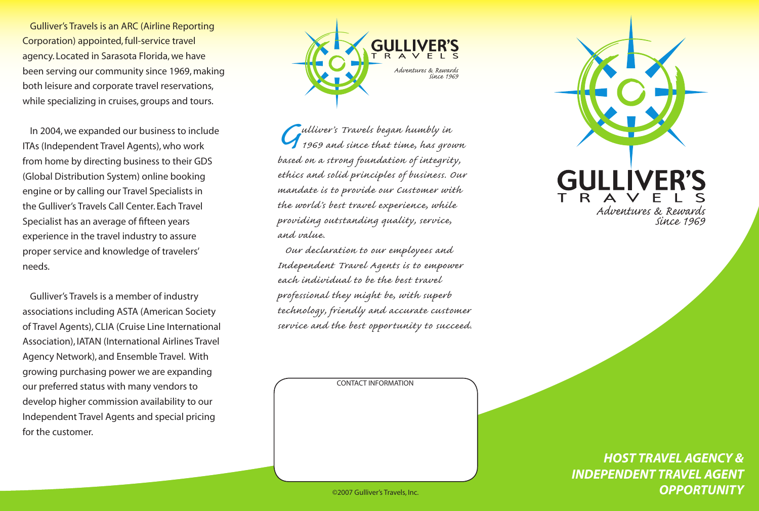Gulliver's Travels is an ARC (Airline Reporting Corporation) appointed, full-service travel agency. Located in Sarasota Florida, we have been serving our community since 1969, making both leisure and corporate travel reservations, while specializing in cruises, groups and tours.

In 2004, we expanded our business to include ITAs (Independent Travel Agents), who work from home by directing business to their GDS (Global Distribution System) online booking engine or by calling our Travel Specialists in the Gulliver's Travels Call Center. Each Travel Specialist has an average of fifteen years experience in the travel industry to assure proper service and knowledge of travelers' needs.

Gulliver's Travels is a member of industry associations including ASTA (American Society of Travel Agents), CLIA (Cruise Line International Association), IATAN (International Airlines Travel Agency Network), and Ensemble Travel. With growing purchasing power we are expanding our preferred status with many vendors to develop higher commission availability to our Independent Travel Agents and special pricing for the customer.

**GULLIVER'S TRAVELS**

*Adventures & Rewards Since 1969*

*Gulliver's Travels began humbly in 1969 and since that time, has grown based on a strong foundation of integrity, ethics and solid principles of business. Our mandate is to provide our Customer with the world's best travel experience, while providing outstanding quality, service, and value.*

*Our declaration to our employees and Independent Travel Agents is to empower each individual to be the best travel professional they might be, with superb technology, friendly and accurate customer service and the best opportunity to succeed.*

CONTACT INFORMATION

©2007 Gulliver's Travels, Inc.

# GULLIVER'S TRAVELS

*Adventures & Rewards Since 1969*

## HOST TRAVEL AGENCY & INDEPENDENT TRAVEL AGENT OPPORTUNITY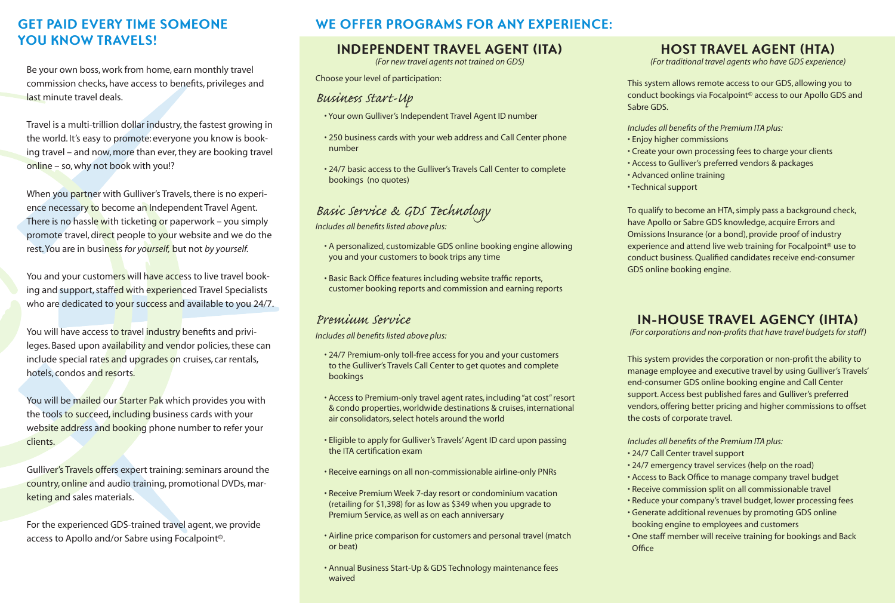## GET PAID EVERY TIME SOMEONE YOU KNOW TRAVELS!

Be your own boss, work from home, earn monthly travel commission checks, have access to benefits, privileges and last minute travel deals.

Travel is a multi-trillion dollar industry, the fastest growing in the world. It's easy to promote: everyone you know is booking travel – and now, more than ever, they are booking travel online – so, why not book with you!?

When you partner with Gulliver's Travels, there is no experience necessary to become an Independent Travel Agent. There is no hassle with ticketing or paperwork – you simply promote travel, direct people to your website and we do the rest. You are in business *for yourself,* but not *by yourself.*

You and your customers will have access to live travel booking and support, staffed with experienced Travel Specialists who are dedicated to your success and available to you 24/7.

You will have access to travel industry benefits and privileges. Based upon availability and vendor policies, these can include special rates and upgrades on cruises, car rentals, hotels, condos and resorts.

You will be mailed our Starter Pak which provides you with the tools to succeed, including business cards with your website address and booking phone number to refer your clients.

Gulliver's Travels offers expert training: seminars around the country, online and audio training, promotional DVDs, marketing and sales materials.

For the experienced GDS-trained travel agent, we provide access to Apollo and/or Sabre using Focalpoint®.

## WE OFFER PROGRAMS FOR ANY EXPERIENCE:

### INDEPENDENT TRAVEL AGENT (ITA)

*(For new travel agents not trained on GDS)*

Choose your level of participation:

#### *Business Start-Up*

- Your own Gulliver's Independent Travel Agent ID number
- 250 business cards with your web address and Call Center phone number
- 24/7 basic access to the Gulliver's Travels Call Center to complete bookings (no quotes)

#### *Basic Service & GDS Technology*

*Includes all benefits listed above plus:*

- A personalized, customizable GDS online booking engine allowing you and your customers to book trips any time
- Basic Back Office features including website traffic reports, customer booking reports and commission and earning reports

#### *Premium Service*

*Includes all benefits listed above plus:*

- 24/7 Premium-only toll-free access for you and your customers to the Gulliver's Travels Call Center to get quotes and complete bookings
- Access to Premium-only travel agent rates, including "at cost" resort & condo properties, worldwide destinations & cruises, international air consolidators, select hotels around the world
- Eligible to apply for Gulliver's Travels' Agent ID card upon passing the ITA certification exam
- Receive earnings on all non-commissionable airline-only PNRs
- Receive Premium Week 7-day resort or condominium vacation (retailing for $1,398) for as low as $349 when you upgrade to Premium Service, as well as on each anniversary
- Airline price comparison for customers and personal travel (match or beat)
- Annual Business Start-Up & GDS Technology maintenance fees waived

### HOST TRAVEL AGENT (HTA)

*(For traditional travel agents who have GDS experience)*

This system allows remote access to our GDS, allowing you to conduct bookings via Focalpoint® access to our Apollo GDS and Sabre GDS.

*Includes all benefits of the Premium ITA plus:*

- Enjoy higher commissions
- Create your own processing fees to charge your clients
- Access to Gulliver's preferred vendors & packages
- Advanced online training
- Technical support

To qualify to become an HTA, simply pass a background check, have Apollo or Sabre GDS knowledge, acquire Errors and Omissions Insurance (or a bond), provide proof of industry experience and attend live web training for Focalpoint® use to conduct business. Qualified candidates receive end-consumer GDS online booking engine.

### IN-HOUSE TRAVEL AGENCY (IHTA)

*(For corporations and non-profits that have travel budgets for staff)*

This system provides the corporation or non-profit the ability to manage employee and executive travel by using Gulliver's Travels' end-consumer GDS online booking engine and Call Center support. Access best published fares and Gulliver's preferred vendors, offering better pricing and higher commissions to offset the costs of corporate travel.

*Includes all benefits of the Premium ITA plus:*

- 24/7 Call Center travel support
- 24/7 emergency travel services (help on the road)
- Access to Back Office to manage company travel budget
- Receive commission split on all commissionable travel
- Reduce your company's travel budget, lower processing fees
- Generate additional revenues by promoting GDS online booking engine to employees and customers
- One staff member will receive training for bookings and Back Office